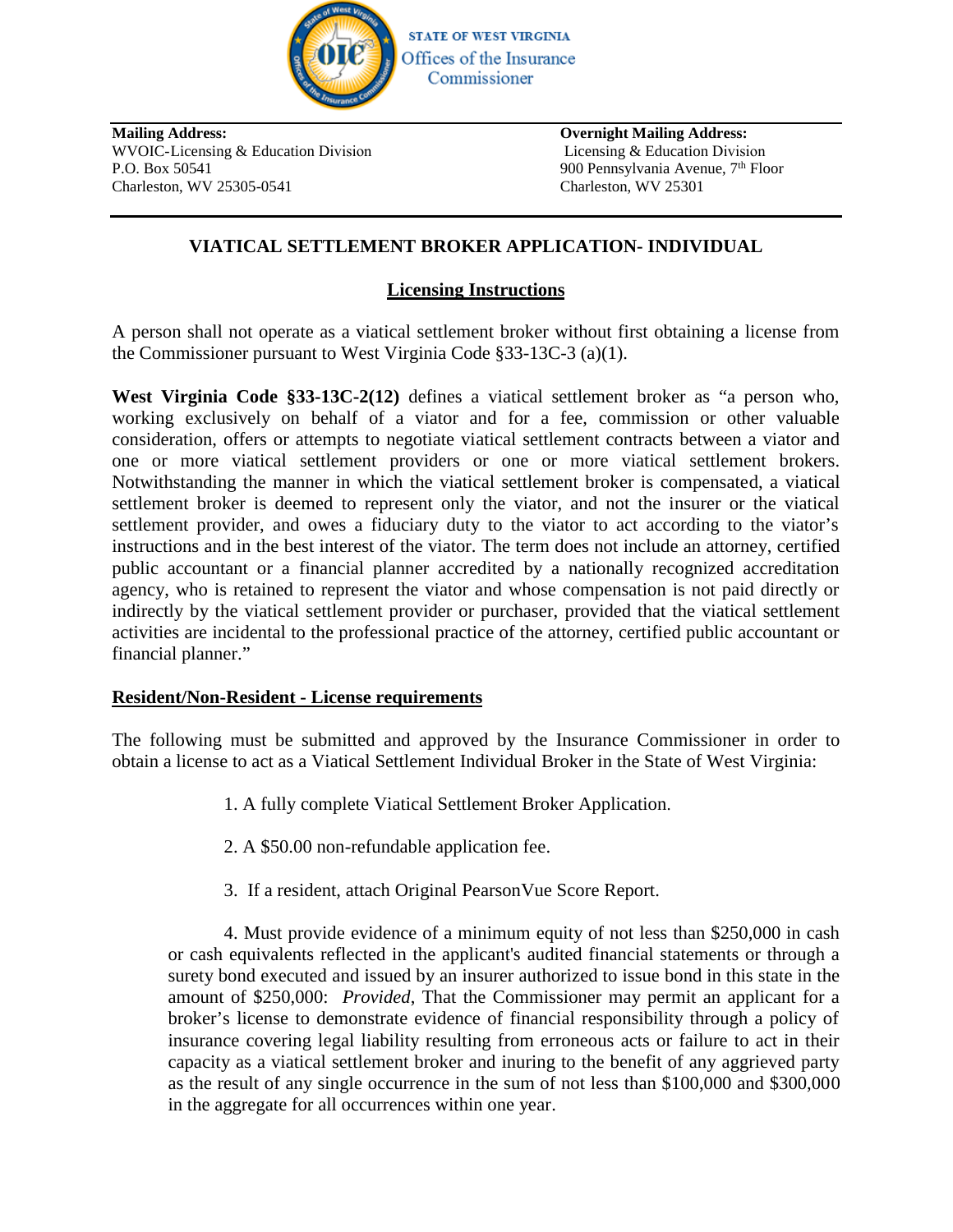STATE OF WEST VIRGINIA
Offices of the Insurance Commissioner

**Mailing Address:**
WVOIC-Licensing & Education Division
P.O. Box 50541
Charleston, WV 25305-0541

**Overnight Mailing Address:**
Licensing & Education Division
900 Pennsylvania Avenue, 7th Floor
Charleston, WV 25301

## VIATICAL SETTLEMENT BROKER APPLICATION- INDIVIDUAL

### Licensing Instructions

A person shall not operate as a viatical settlement broker without first obtaining a license from the Commissioner pursuant to West Virginia Code §33-13C-3 (a)(1).

**West Virginia Code §33-13C-2(12)** defines a viatical settlement broker as "a person who, working exclusively on behalf of a viator and for a fee, commission or other valuable consideration, offers or attempts to negotiate viatical settlement contracts between a viator and one or more viatical settlement providers or one or more viatical settlement brokers. Notwithstanding the manner in which the viatical settlement broker is compensated, a viatical settlement broker is deemed to represent only the viator, and not the insurer or the viatical settlement provider, and owes a fiduciary duty to the viator to act according to the viator's instructions and in the best interest of the viator. The term does not include an attorney, certified public accountant or a financial planner accredited by a nationally recognized accreditation agency, who is retained to represent the viator and whose compensation is not paid directly or indirectly by the viatical settlement provider or purchaser, provided that the viatical settlement activities are incidental to the professional practice of the attorney, certified public accountant or financial planner."

### Resident/Non-Resident - License requirements

The following must be submitted and approved by the Insurance Commissioner in order to obtain a license to act as a Viatical Settlement Individual Broker in the State of West Virginia:

1. A fully complete Viatical Settlement Broker Application.

2. A $50.00 non-refundable application fee.

3. If a resident, attach Original PearsonVue Score Report.

4. Must provide evidence of a minimum equity of not less than $250,000 in cash or cash equivalents reflected in the applicant's audited financial statements or through a surety bond executed and issued by an insurer authorized to issue bond in this state in the amount of $250,000: *Provided*, That the Commissioner may permit an applicant for a broker's license to demonstrate evidence of financial responsibility through a policy of insurance covering legal liability resulting from erroneous acts or failure to act in their capacity as a viatical settlement broker and inuring to the benefit of any aggrieved party as the result of any single occurrence in the sum of not less than $100,000 and $300,000 in the aggregate for all occurrences within one year.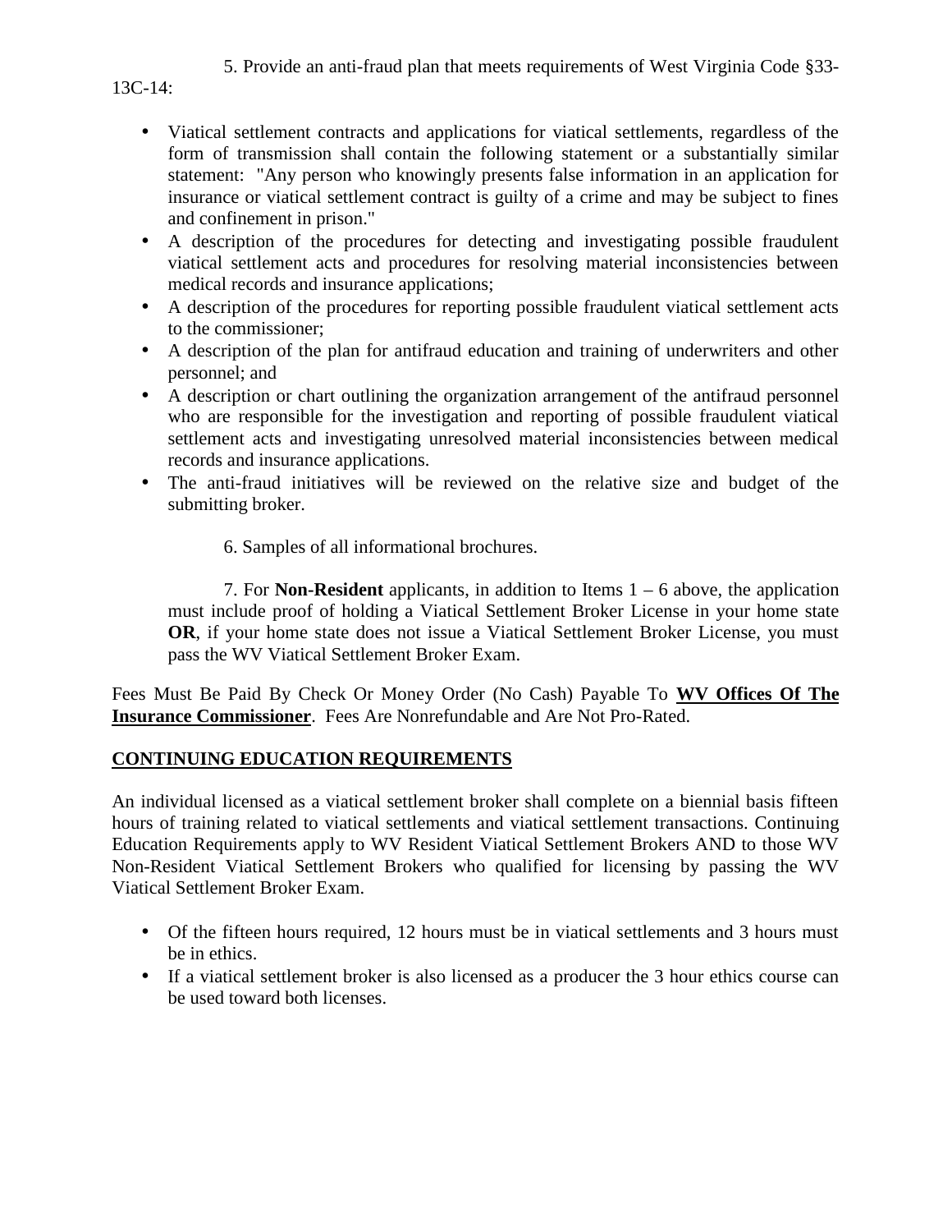5. Provide an anti-fraud plan that meets requirements of West Virginia Code §33-13C-14:

- Viatical settlement contracts and applications for viatical settlements, regardless of the form of transmission shall contain the following statement or a substantially similar statement: "Any person who knowingly presents false information in an application for insurance or viatical settlement contract is guilty of a crime and may be subject to fines and confinement in prison."
- A description of the procedures for detecting and investigating possible fraudulent viatical settlement acts and procedures for resolving material inconsistencies between medical records and insurance applications;
- A description of the procedures for reporting possible fraudulent viatical settlement acts to the commissioner;
- A description of the plan for antifraud education and training of underwriters and other personnel; and
- A description or chart outlining the organization arrangement of the antifraud personnel who are responsible for the investigation and reporting of possible fraudulent viatical settlement acts and investigating unresolved material inconsistencies between medical records and insurance applications.
- The anti-fraud initiatives will be reviewed on the relative size and budget of the submitting broker.

6. Samples of all informational brochures.

7. For **Non-Resident** applicants, in addition to Items 1 – 6 above, the application must include proof of holding a Viatical Settlement Broker License in your home state **OR**, if your home state does not issue a Viatical Settlement Broker License, you must pass the WV Viatical Settlement Broker Exam.

Fees Must Be Paid By Check Or Money Order (No Cash) Payable To **WV Offices Of The Insurance Commissioner**. Fees Are Nonrefundable and Are Not Pro-Rated.

## CONTINUING EDUCATION REQUIREMENTS

An individual licensed as a viatical settlement broker shall complete on a biennial basis fifteen hours of training related to viatical settlements and viatical settlement transactions. Continuing Education Requirements apply to WV Resident Viatical Settlement Brokers AND to those WV Non-Resident Viatical Settlement Brokers who qualified for licensing by passing the WV Viatical Settlement Broker Exam.

- Of the fifteen hours required, 12 hours must be in viatical settlements and 3 hours must be in ethics.
- If a viatical settlement broker is also licensed as a producer the 3 hour ethics course can be used toward both licenses.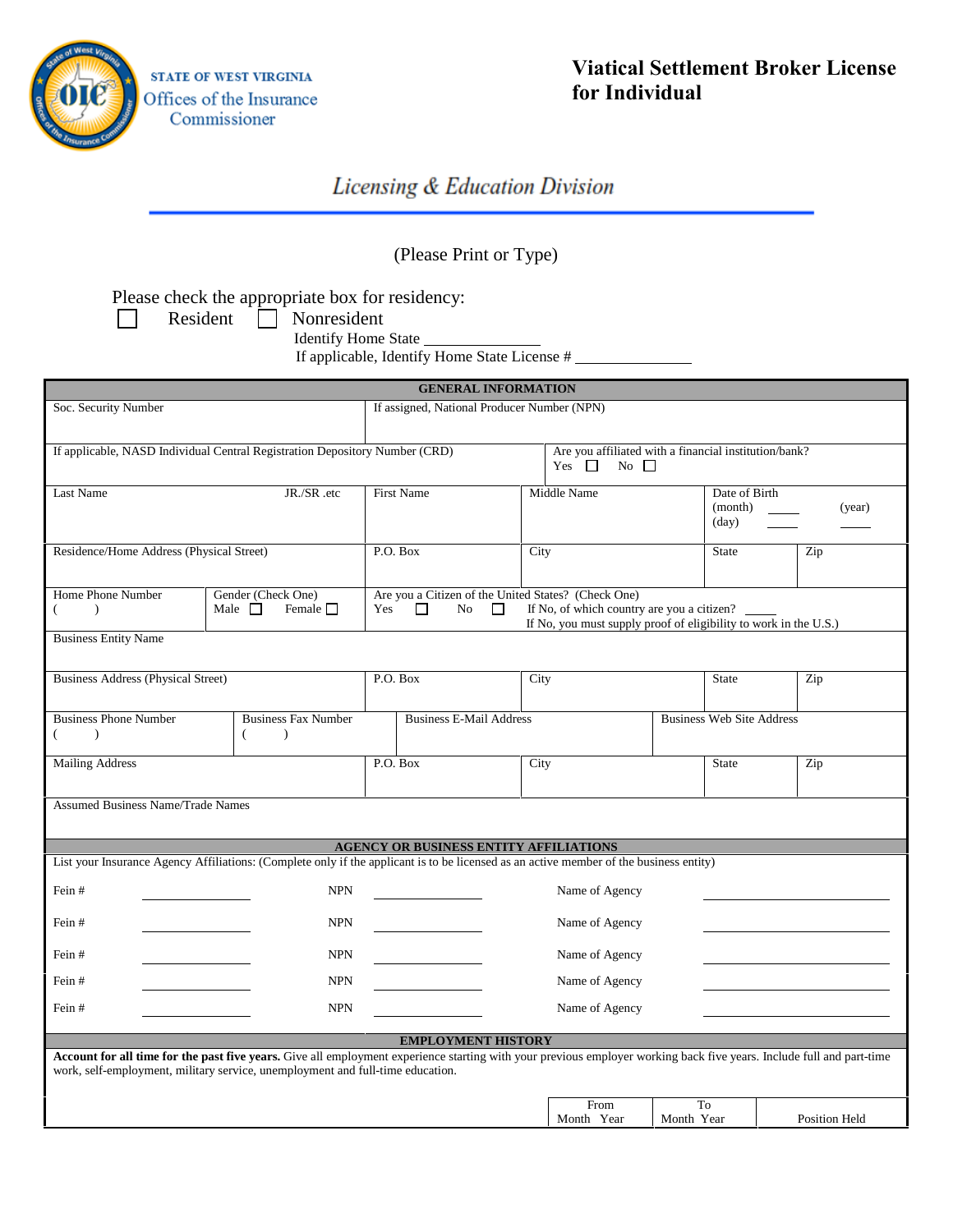STATE OF WEST VIRGINIA
Offices of the Insurance Commissioner

# Viatical Settlement Broker License for Individual

## Licensing & Education Division

(Please Print or Type)

Please check the appropriate box for residency:

☐ Resident ☐ Nonresident

Identify Home State _______________

If applicable, Identify Home State License # _______________

## GENERAL INFORMATION

| Soc. Security Number | | If assigned, National Producer Number (NPN) | | | |
|---|---|---|---|---|---|
| If applicable, NASD Individual Central Registration Depository Number (CRD) | | | Are you affiliated with a financial institution/bank? Yes ☐ No ☐ | | |
| Last Name JR./SR .etc | | First Name | Middle Name | Date of Birth (month) ____ (day) ____ (year) ____ | |
| Residence/Home Address (Physical Street) | | P.O. Box | City | State | Zip |
| Home Phone Number ( ) | Gender (Check One) Male ☐ Female ☐ | Are you a Citizen of the United States? (Check One) Yes ☐ No ☐ If No, of which country are you a citizen? ____ If No, you must supply proof of eligibility to work in the U.S.) | | | |
| Business Entity Name | | | | | |
| Business Address (Physical Street) | | P.O. Box | City | State | Zip |
| Business Phone Number ( ) | Business Fax Number ( ) | Business E-Mail Address | | Business Web Site Address | |
| Mailing Address | | P.O. Box | City | State | Zip |
| Assumed Business Name/Trade Names | | | | | |

## AGENCY OR BUSINESS ENTITY AFFILIATIONS

List your Insurance Agency Affiliations: (Complete only if the applicant is to be licensed as an active member of the business entity)

Fein # _______________ NPN _______________ Name of Agency _______________

Fein # _______________ NPN _______________ Name of Agency _______________

Fein # _______________ NPN _______________ Name of Agency _______________

Fein # _______________ NPN _______________ Name of Agency _______________

Fein # _______________ NPN _______________ Name of Agency _______________

## EMPLOYMENT HISTORY

**Account for all time for the past five years.** Give all employment experience starting with your previous employer working back five years. Include full and part-time work, self-employment, military service, unemployment and full-time education.

| | From Month Year | To Month Year | Position Held |
|---|---|---|---|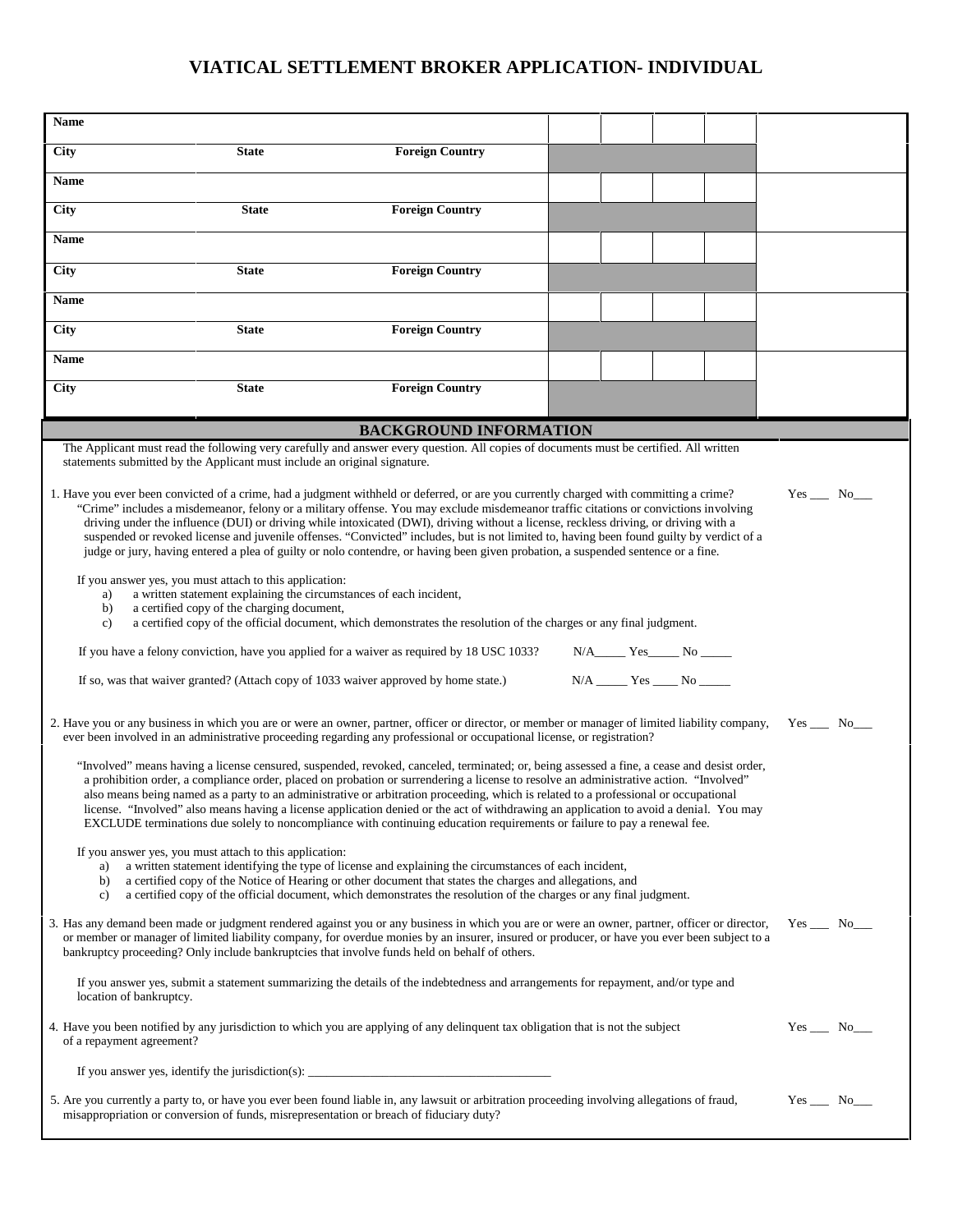# VIATICAL SETTLEMENT BROKER APPLICATION- INDIVIDUAL

| Name | | | | | | | |
|---|---|---|---|---|---|---|---|
| City | State | Foreign Country | | | | | |
| Name | | | | | | | |
| City | State | Foreign Country | | | | | |
| Name | | | | | | | |
| City | State | Foreign Country | | | | | |
| Name | | | | | | | |
| City | State | Foreign Country | | | | | |
| Name | | | | | | | |
| City | State | Foreign Country | | | | | |

## BACKGROUND INFORMATION

The Applicant must read the following very carefully and answer every question. All copies of documents must be certified. All written statements submitted by the Applicant must include an original signature.

1. Have you ever been convicted of a crime, had a judgment withheld or deferred, or are you currently charged with committing a crime? Yes ___ No___

   "Crime" includes a misdemeanor, felony or a military offense. You may exclude misdemeanor traffic citations or convictions involving driving under the influence (DUI) or driving while intoxicated (DWI), driving without a license, reckless driving, or driving with a suspended or revoked license and juvenile offenses. "Convicted" includes, but is not limited to, having been found guilty by verdict of a judge or jury, having entered a plea of guilty or nolo contendre, or having been given probation, a suspended sentence or a fine.

   If you answer yes, you must attach to this application:
   a) a written statement explaining the circumstances of each incident,
   b) a certified copy of the charging document,
   c) a certified copy of the official document, which demonstrates the resolution of the charges or any final judgment.

   If you have a felony conviction, have you applied for a waiver as required by 18 USC 1033? N/A_____ Yes_____ No _____

   If so, was that waiver granted? (Attach copy of 1033 waiver approved by home state.) N/A _____ Yes ____ No _____

2. Have you or any business in which you are or were an owner, partner, officer or director, or member or manager of limited liability company, ever been involved in an administrative proceeding regarding any professional or occupational license, or registration? Yes ___ No___

   "Involved" means having a license censured, suspended, revoked, canceled, terminated; or, being assessed a fine, a cease and desist order, a prohibition order, a compliance order, placed on probation or surrendering a license to resolve an administrative action. "Involved" also means being named as a party to an administrative or arbitration proceeding, which is related to a professional or occupational license. "Involved" also means having a license application denied or the act of withdrawing an application to avoid a denial. You may EXCLUDE terminations due solely to noncompliance with continuing education requirements or failure to pay a renewal fee.

   If you answer yes, you must attach to this application:
   a) a written statement identifying the type of license and explaining the circumstances of each incident,
   b) a certified copy of the Notice of Hearing or other document that states the charges and allegations, and
   c) a certified copy of the official document, which demonstrates the resolution of the charges or any final judgment.

3. Has any demand been made or judgment rendered against you or any business in which you are or were an owner, partner, officer or director, or member or manager of limited liability company, for overdue monies by an insurer, insured or producer, or have you ever been subject to a bankruptcy proceeding? Only include bankruptcies that involve funds held on behalf of others. Yes ___ No___

   If you answer yes, submit a statement summarizing the details of the indebtedness and arrangements for repayment, and/or type and location of bankruptcy.

4. Have you been notified by any jurisdiction to which you are applying of any delinquent tax obligation that is not the subject of a repayment agreement? Yes ___ No___

   If you answer yes, identify the jurisdiction(s): ________________________________________

5. Are you currently a party to, or have you ever been found liable in, any lawsuit or arbitration proceeding involving allegations of fraud, misappropriation or conversion of funds, misrepresentation or breach of fiduciary duty? Yes ___ No___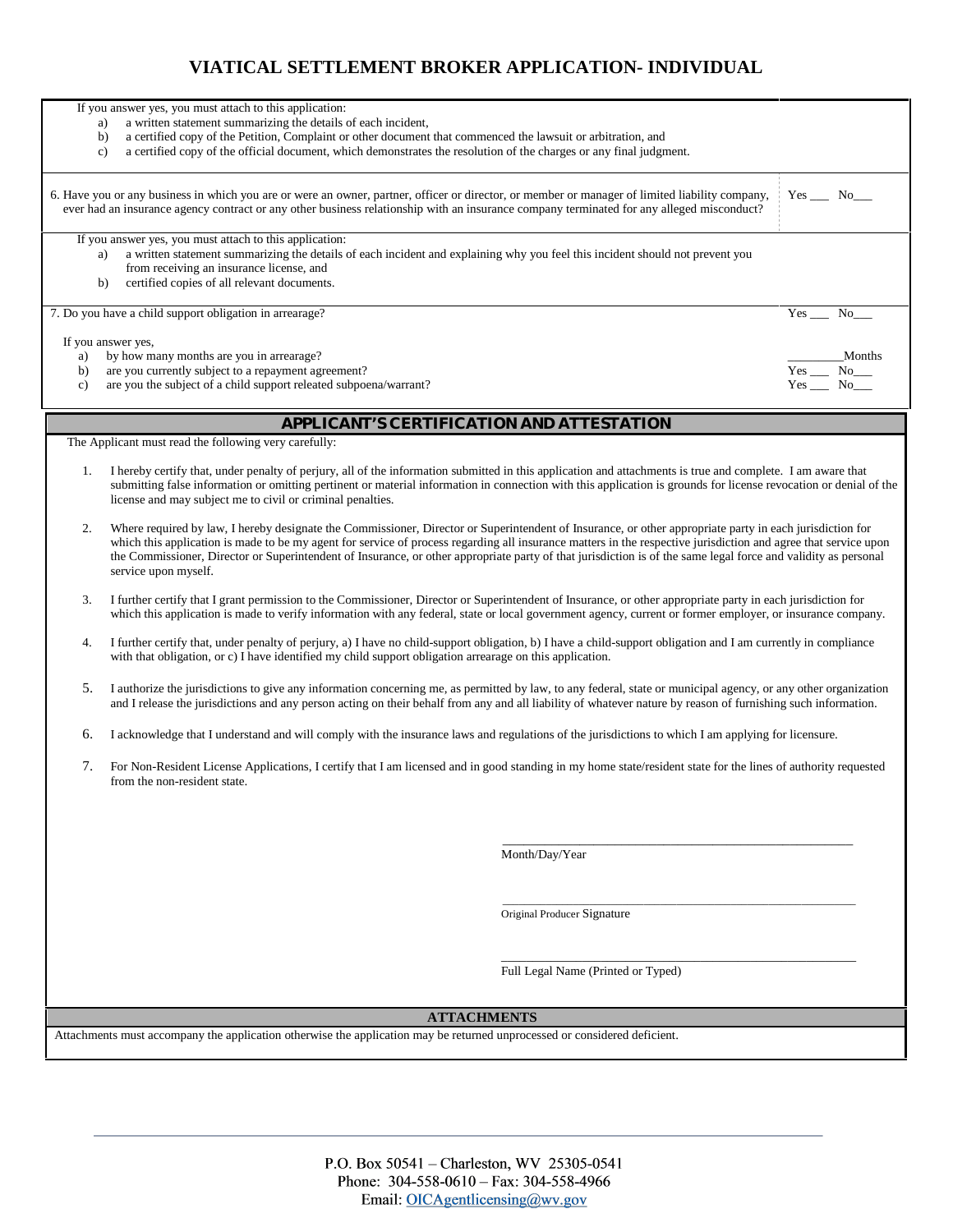# VIATICAL SETTLEMENT BROKER APPLICATION- INDIVIDUAL

If you answer yes, you must attach to this application:

a) a written statement summarizing the details of each incident,
b) a certified copy of the Petition, Complaint or other document that commenced the lawsuit or arbitration, and
c) a certified copy of the official document, which demonstrates the resolution of the charges or any final judgment.

| | |
|---|---|
| 6. Have you or any business in which you are or were an owner, partner, officer or director, or member or manager of limited liability company, ever had an insurance agency contract or any other business relationship with an insurance company terminated for any alleged misconduct? | Yes ___ No___ |

If you answer yes, you must attach to this application:

a) a written statement summarizing the details of each incident and explaining why you feel this incident should not prevent you from receiving an insurance license, and
b) certified copies of all relevant documents.

| | |
|---|---|
| 7. Do you have a child support obligation in arrearage? | Yes ___ No___ |
| If you answer yes, | |
| a) by how many months are you in arrearage? | ________Months |
| b) are you currently subject to a repayment agreement? | Yes ___ No___ |
| c) are you the subject of a child support releated subpoena/warrant? | Yes ___ No___ |

## APPLICANT'S CERTIFICATION AND ATTESTATION

The Applicant must read the following very carefully:

1. I hereby certify that, under penalty of perjury, all of the information submitted in this application and attachments is true and complete. I am aware that submitting false information or omitting pertinent or material information in connection with this application is grounds for license revocation or denial of the license and may subject me to civil or criminal penalties.

2. Where required by law, I hereby designate the Commissioner, Director or Superintendent of Insurance, or other appropriate party in each jurisdiction for which this application is made to be my agent for service of process regarding all insurance matters in the respective jurisdiction and agree that service upon the Commissioner, Director or Superintendent of Insurance, or other appropriate party of that jurisdiction is of the same legal force and validity as personal service upon myself.

3. I further certify that I grant permission to the Commissioner, Director or Superintendent of Insurance, or other appropriate party in each jurisdiction for which this application is made to verify information with any federal, state or local government agency, current or former employer, or insurance company.

4. I further certify that, under penalty of perjury, a) I have no child-support obligation, b) I have a child-support obligation and I am currently in compliance with that obligation, or c) I have identified my child support obligation arrearage on this application.

5. I authorize the jurisdictions to give any information concerning me, as permitted by law, to any federal, state or municipal agency, or any other organization and I release the jurisdictions and any person acting on their behalf from any and all liability of whatever nature by reason of furnishing such information.

6. I acknowledge that I understand and will comply with the insurance laws and regulations of the jurisdictions to which I am applying for licensure.

7. For Non-Resident License Applications, I certify that I am licensed and in good standing in my home state/resident state for the lines of authority requested from the non-resident state.

______________________________________
Month/Day/Year

______________________________________
Original Producer Signature

______________________________________
Full Legal Name (Printed or Typed)

## ATTACHMENTS

Attachments must accompany the application otherwise the application may be returned unprocessed or considered deficient.

P.O. Box 50541 – Charleston, WV 25305-0541
Phone: 304-558-0610 – Fax: 304-558-4966
Email: OICAgentlicensing@wv.gov